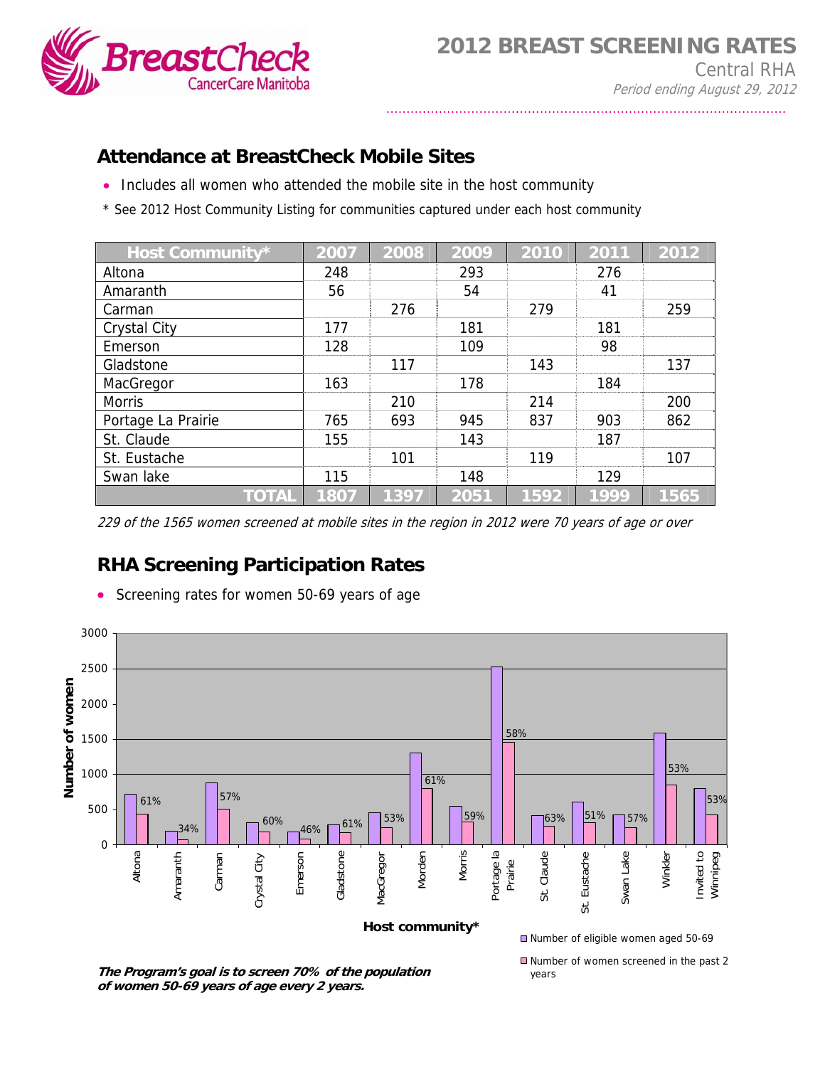# 2012 BREAST SCREENING RATES

Central RHA

*Period ending August 29, 2012*

## Attendance at BreastCheck Mobile Sites

- Includes all women who attended the mobile site in the host community

\* See 2012 Host Community Listing for communities captured under each host community

| Host Community* | 2007 | 2008 | 2009 | 2010 | 2011 | 2012 |
|---|---|---|---|---|---|---|
| Altona | 248 | | 293 | | 276 | |
| Amaranth | 56 | | 54 | | 41 | |
| Carman | | 276 | | 279 | | 259 |
| Crystal City | 177 | | 181 | | 181 | |
| Emerson | 128 | | 109 | | 98 | |
| Gladstone | | 117 | | 143 | | 137 |
| MacGregor | 163 | | 178 | | 184 | |
| Morris | | 210 | | 214 | | 200 |
| Portage La Prairie | 765 | 693 | 945 | 837 | 903 | 862 |
| St. Claude | 155 | | 143 | | 187 | |
| St. Eustache | | 101 | | 119 | | 107 |
| Swan lake | 115 | | 148 | | 129 | |
| **TOTAL** | **1807** | **1397** | **2051** | **1592** | **1999** | **1565** |

*229 of the 1565 women screened at mobile sites in the region in 2012 were 70 years of age or over*

## RHA Screening Participation Rates

- Screening rates for women 50-69 years of age

| Host community* | Screening rate |
|---|---|
| Altona | 61% |
| Amaranth | 34% |
| Carman | 57% |
| Crystal City | 60% |
| Emerson | 46% |
| Gladstone | 61% |
| MacGregor | 53% |
| Morden | 61% |
| Morris | 59% |
| Portage la Prairie | 58% |
| St. Claude | 63% |
| St. Eustache | 51% |
| Swan Lake | 57% |
| Winkler | 53% |
| Invited to Winnipeg | 53% |

Number of women (0–3000) by Host community*

- Number of eligible women aged 50-69
- Number of women screened in the past 2 years

***The Program's goal is to screen 70% of the population of women 50-69 years of age every 2 years.***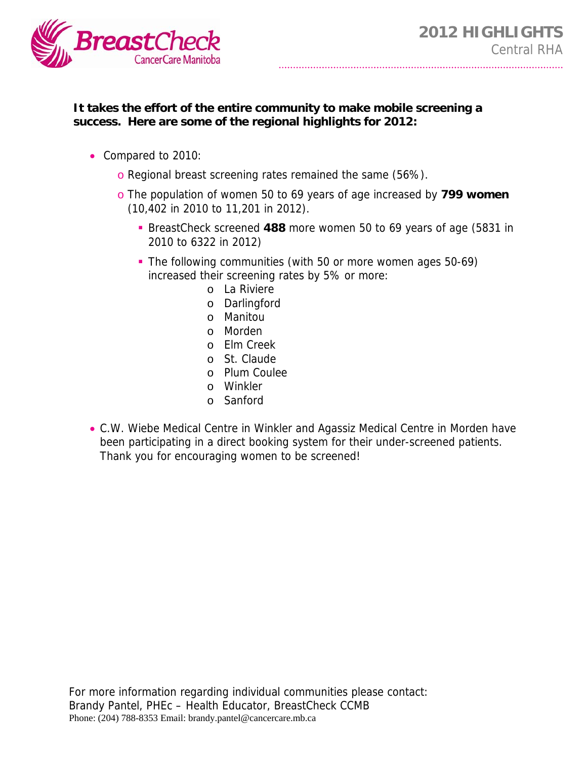**BreastCheck**
CancerCare Manitoba

# 2012 HIGHLIGHTS

## Central RHA

**It takes the effort of the entire community to make mobile screening a success. Here are some of the regional highlights for 2012:**

- Compared to 2010:
  - Regional breast screening rates remained the same (56%).
  - The population of women 50 to 69 years of age increased by **799 women** (10,402 in 2010 to 11,201 in 2012).
    - BreastCheck screened **488** more women 50 to 69 years of age (5831 in 2010 to 6322 in 2012)
    - The following communities (with 50 or more women ages 50-69) increased their screening rates by 5% or more:
      - La Riviere
      - Darlingford
      - Manitou
      - Morden
      - Elm Creek
      - St. Claude
      - Plum Coulee
      - Winkler
      - Sanford
- C.W. Wiebe Medical Centre in Winkler and Agassiz Medical Centre in Morden have been participating in a direct booking system for their under-screened patients. Thank you for encouraging women to be screened!

For more information regarding individual communities please contact:
Brandy Pantel, PHEc – Health Educator, BreastCheck CCMB
Phone: (204) 788-8353 Email: brandy.pantel@cancercare.mb.ca